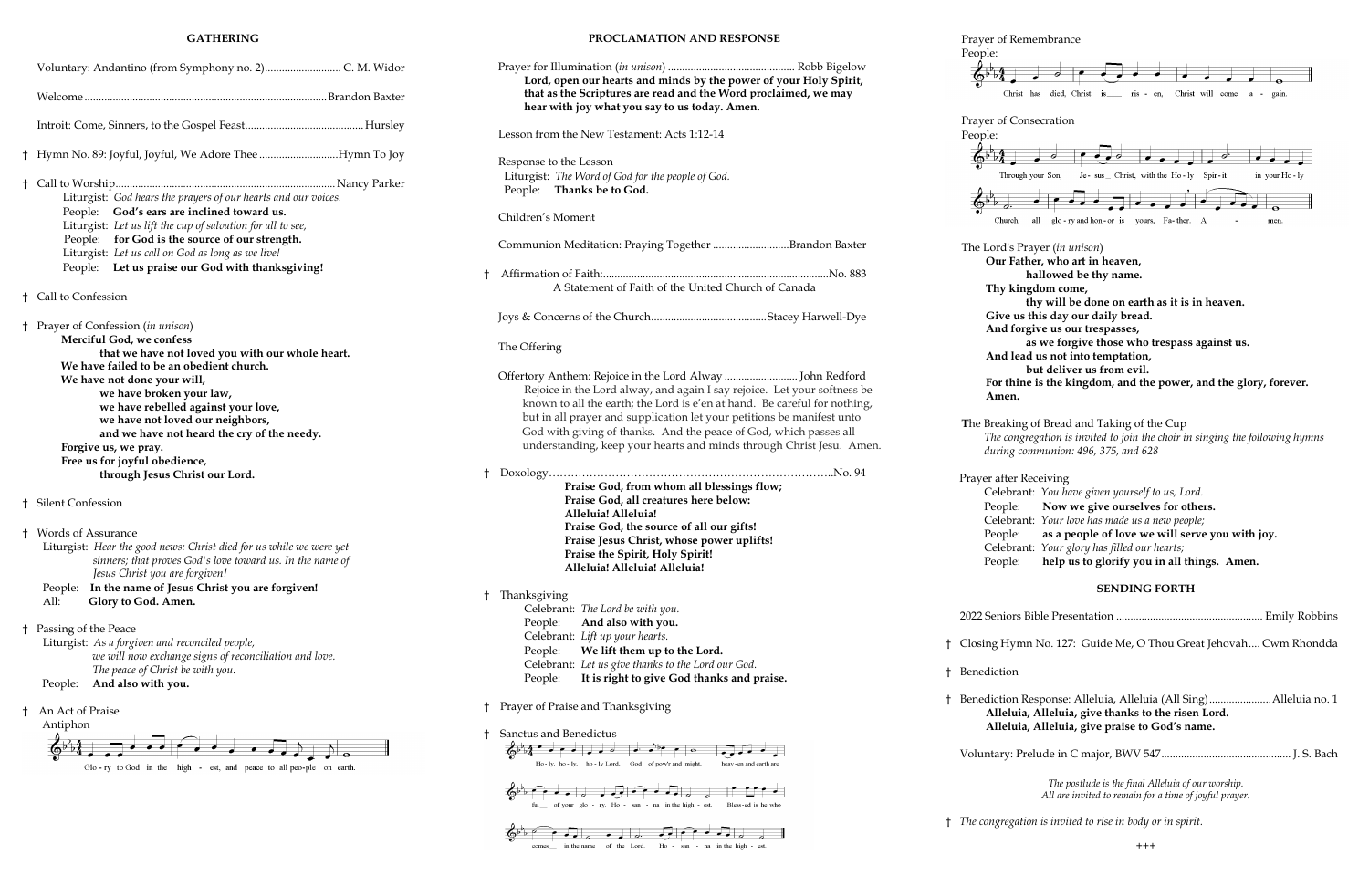## GATHERING

Voluntary: Andantino (from Symphony no. 2)............................ C. M. Widor

Welcome.......................................................................................Brandon Baxter

Introit: Come, Sinners, to the Gospel Feast..........................................Hursley

† Hymn No. 89: Joyful, Joyful, We Adore Thee............................Hymn To Joy

† Call to Worship...............................................................................Nancy Parker

Liturgist: *God hears the prayers of our hearts and our voices.*
People: **God's ears are inclined toward us.**
Liturgist: *Let us lift the cup of salvation for all to see,*
People: **for God is the source of our strength.**
Liturgist: *Let us call on God as long as we live!*
People: **Let us praise our God with thanksgiving!**

† Call to Confession

† Prayer of Confession (*in unison*)

**Merciful God, we confess**
**that we have not loved you with our whole heart.**
**We have failed to be an obedient church.**
**We have not done your will,**
**we have broken your law,**
**we have rebelled against your love,**
**we have not loved our neighbors,**
**and we have not heard the cry of the needy.**
**Forgive us, we pray.**
**Free us for joyful obedience,**
**through Jesus Christ our Lord.**

† Silent Confession

† Words of Assurance

Liturgist: *Hear the good news: Christ died for us while we were yet sinners; that proves God's love toward us. In the name of Jesus Christ you are forgiven!*
People: **In the name of Jesus Christ you are forgiven!**
All: **Glory to God. Amen.**

† Passing of the Peace

Liturgist: *As a forgiven and reconciled people, we will now exchange signs of reconciliation and love. The peace of Christ be with you.*
People: **And also with you.**

† An Act of Praise

Antiphon

Glo - ry to God in the high - est, and peace to all peo-ple on earth.

## PROCLAMATION AND RESPONSE

Prayer for Illumination (*in unison*) ............................................. Robb Bigelow

**Lord, open our hearts and minds by the power of your Holy Spirit, that as the Scriptures are read and the Word proclaimed, we may hear with joy what you say to us today. Amen.**

Lesson from the New Testament: Acts 1:12-14

Response to the Lesson

Liturgist: *The Word of God for the people of God.*
People: **Thanks be to God.**

Children's Moment

Communion Meditation: Praying Together ...........................Brandon Baxter

† Affirmation of Faith:..................................................................................No. 883

A Statement of Faith of the United Church of Canada

Joys & Concerns of the Church.........................................Stacey Harwell-Dye

The Offering

Offertory Anthem: Rejoice in the Lord Alway .......................... John Redford

Rejoice in the Lord alway, and again I say rejoice. Let your softness be known to all the earth; the Lord is e'en at hand. Be careful for nothing, but in all prayer and supplication let your petitions be manifest unto God with giving of thanks. And the peace of God, which passes all understanding, keep your hearts and minds through Christ Jesu. Amen.

† Doxology……………………………………………………………………….No. 94

**Praise God, from whom all blessings flow;**
**Praise God, all creatures here below:**
**Alleluia! Alleluia!**
**Praise God, the source of all our gifts!**
**Praise Jesus Christ, whose power uplifts!**
**Praise the Spirit, Holy Spirit!**
**Alleluia! Alleluia! Alleluia!**

† Thanksgiving

Celebrant: *The Lord be with you.*
People: **And also with you.**
Celebrant: *Lift up your hearts.*
People: **We lift them up to the Lord.**
Celebrant: *Let us give thanks to the Lord our God.*
People: **It is right to give God thanks and praise.**

† Prayer of Praise and Thanksgiving

† Sanctus and Benedictus

Ho - ly, ho - ly, ho - ly Lord, God of pow'r and might, heav - en and earth are ful___ of your glo - ry. Ho - san - na in the high - est. Bless-ed is he who comes___ in the name of the Lord. Ho - san - na in the high - est.

Prayer of Remembrance

People:

Christ has died, Christ is___ ris - en, Christ will come a - gain.

Prayer of Consecration

People:

Through your Son, Je - sus_ Christ, with the Ho - ly Spir - it in your Ho - ly Church, all glo - ry and hon - or is yours, Fa - ther. A - men.

The Lord's Prayer (*in unison*)

**Our Father, who art in heaven,**
**hallowed be thy name.**
**Thy kingdom come,**
**thy will be done on earth as it is in heaven.**
**Give us this day our daily bread.**
**And forgive us our trespasses,**
**as we forgive those who trespass against us.**
**And lead us not into temptation,**
**but deliver us from evil.**
**For thine is the kingdom, and the power, and the glory, forever.**
**Amen.**

The Breaking of Bread and Taking of the Cup

*The congregation is invited to join the choir in singing the following hymns during communion: 496, 375, and 628*

Prayer after Receiving

Celebrant: *You have given yourself to us, Lord.*
People: **Now we give ourselves for others.**
Celebrant: *Your love has made us a new people;*
People: **as a people of love we will serve you with joy.**
Celebrant: *Your glory has filled our hearts;*
People: **help us to glorify you in all things. Amen.**

## SENDING FORTH

2022 Seniors Bible Presentation ..................................................... Emily Robbins

† Closing Hymn No. 127: Guide Me, O Thou Great Jehovah.... Cwm Rhondda

† Benediction

† Benediction Response: Alleluia, Alleluia (All Sing).......................Alleluia no. 1

**Alleluia, Alleluia, give thanks to the risen Lord.**
**Alleluia, Alleluia, give praise to God's name.**

Voluntary: Prelude in C major, BWV 547............................................... J. S. Bach

*The postlude is the final Alleluia of our worship. All are invited to remain for a time of joyful prayer.*

† *The congregation is invited to rise in body or in spirit.*

+++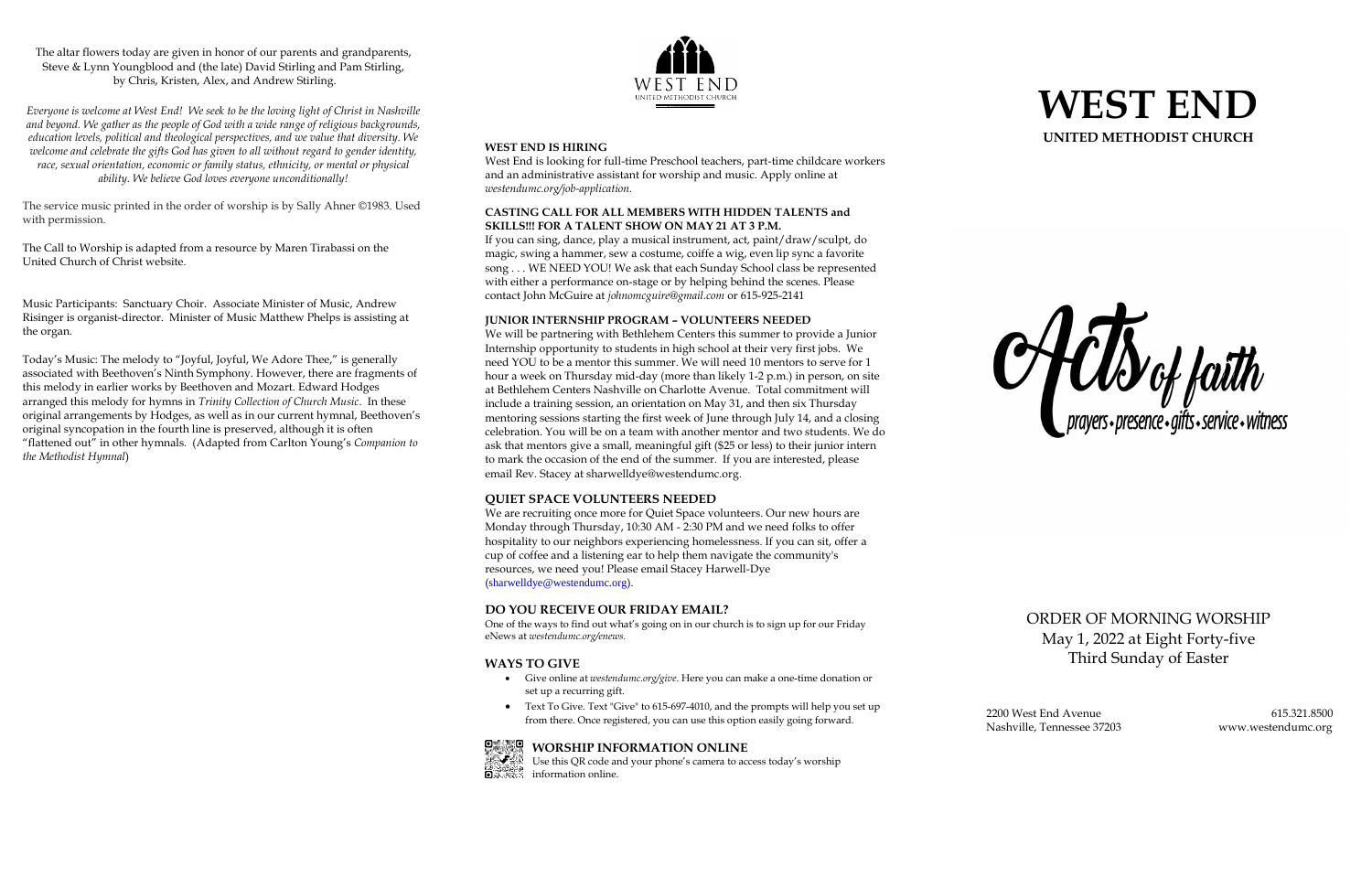The altar flowers today are given in honor of our parents and grandparents, Steve & Lynn Youngblood and (the late) David Stirling and Pam Stirling, by Chris, Kristen, Alex, and Andrew Stirling.

*Everyone is welcome at West End! We seek to be the loving light of Christ in Nashville and beyond. We gather as the people of God with a wide range of religious backgrounds, education levels, political and theological perspectives, and we value that diversity. We welcome and celebrate the gifts God has given to all without regard to gender identity, race, sexual orientation, economic or family status, ethnicity, or mental or physical ability. We believe God loves everyone unconditionally!*

The service music printed in the order of worship is by Sally Ahner ©1983. Used with permission.

The Call to Worship is adapted from a resource by Maren Tirabassi on the United Church of Christ website.

Music Participants: Sanctuary Choir. Associate Minister of Music, Andrew Risinger is organist-director. Minister of Music Matthew Phelps is assisting at the organ.

Today's Music: The melody to "Joyful, Joyful, We Adore Thee," is generally associated with Beethoven's Ninth Symphony. However, there are fragments of this melody in earlier works by Beethoven and Mozart. Edward Hodges arranged this melody for hymns in *Trinity Collection of Church Music*. In these original arrangements by Hodges, as well as in our current hymnal, Beethoven's original syncopation in the fourth line is preserved, although it is often "flattened out" in other hymnals. (Adapted from Carlton Young's *Companion to the Methodist Hymnal*)

WEST END
UNITED METHODIST CHURCH

### WEST END IS HIRING

West End is looking for full-time Preschool teachers, part-time childcare workers and an administrative assistant for worship and music. Apply online at *westendumc.org/job-application*.

### CASTING CALL FOR ALL MEMBERS WITH HIDDEN TALENTS and SKILLS!!! FOR A TALENT SHOW ON MAY 21 AT 3 P.M.

If you can sing, dance, play a musical instrument, act, paint/draw/sculpt, do magic, swing a hammer, sew a costume, coiffe a wig, even lip sync a favorite song . . . WE NEED YOU! We ask that each Sunday School class be represented with either a performance on-stage or by helping behind the scenes. Please contact John McGuire at *johnomcguire@gmail.com* or 615-925-2141

### JUNIOR INTERNSHIP PROGRAM – VOLUNTEERS NEEDED

We will be partnering with Bethlehem Centers this summer to provide a Junior Internship opportunity to students in high school at their very first jobs. We need YOU to be a mentor this summer. We will need 10 mentors to serve for 1 hour a week on Thursday mid-day (more than likely 1-2 p.m.) in person, on site at Bethlehem Centers Nashville on Charlotte Avenue. Total commitment will include a training session, an orientation on May 31, and then six Thursday mentoring sessions starting the first week of June through July 14, and a closing celebration. You will be on a team with another mentor and two students. We do ask that mentors give a small, meaningful gift ($25 or less) to their junior intern to mark the occasion of the end of the summer. If you are interested, please email Rev. Stacey at sharwelldye@westendumc.org.

### QUIET SPACE VOLUNTEERS NEEDED

We are recruiting once more for Quiet Space volunteers. Our new hours are Monday through Thursday, 10:30 AM - 2:30 PM and we need folks to offer hospitality to our neighbors experiencing homelessness. If you can sit, offer a cup of coffee and a listening ear to help them navigate the community's resources, we need you! Please email Stacey Harwell-Dye (sharwelldye@westendumc.org).

### DO YOU RECEIVE OUR FRIDAY EMAIL?

One of the ways to find out what's going on in our church is to sign up for our Friday eNews at *westendumc.org/enews*.

### WAYS TO GIVE

- Give online at *westendumc.org/give*. Here you can make a one-time donation or set up a recurring gift.
- Text To Give. Text "Give" to 615-697-4010, and the prompts will help you set up from there. Once registered, you can use this option easily going forward.

### WORSHIP INFORMATION ONLINE

Use this QR code and your phone's camera to access today's worship information online.

# WEST END
## UNITED METHODIST CHURCH

Acts of faith
prayers • presence • gifts • service • witness

ORDER OF MORNING WORSHIP
May 1, 2022 at Eight Forty-five
Third Sunday of Easter

2200 West End Avenue
Nashville, Tennessee 37203

615.321.8500
www.westendumc.org